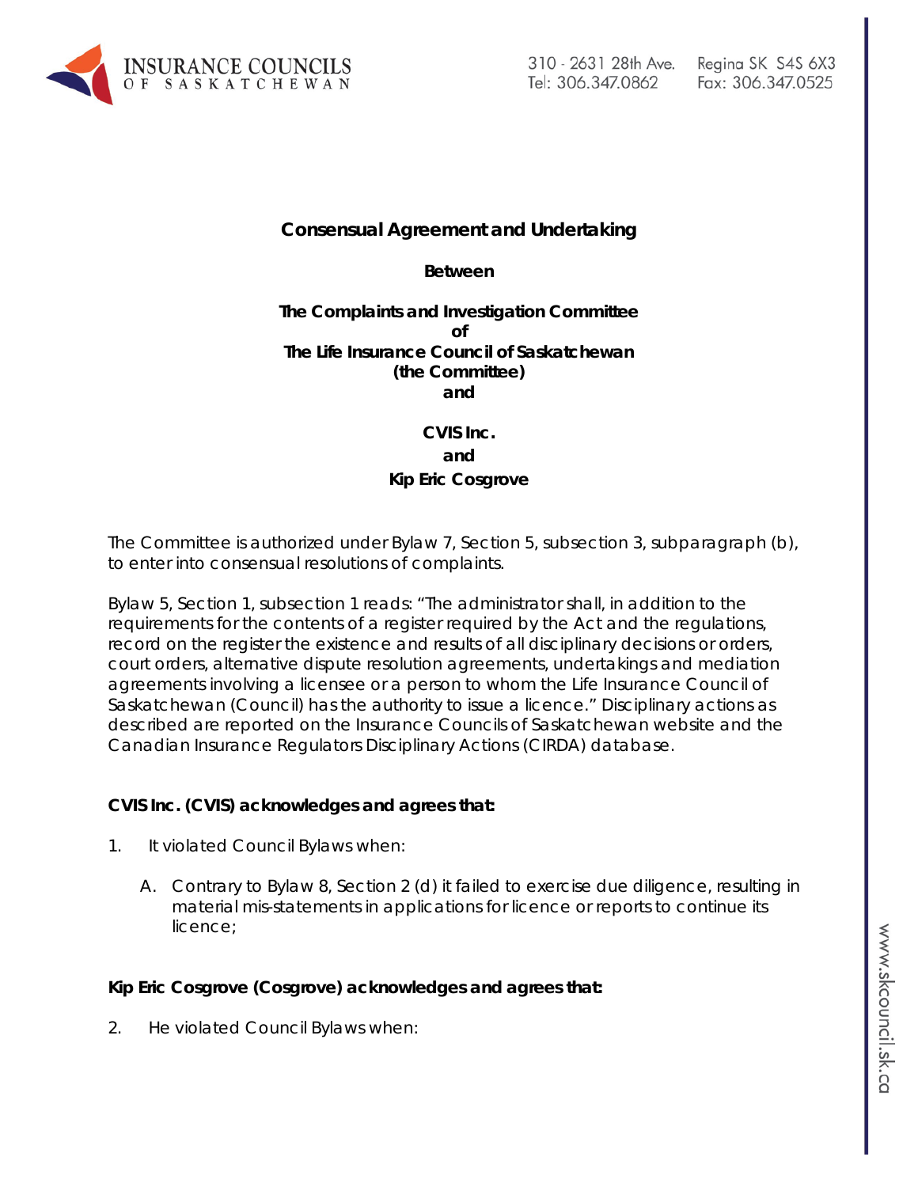**Consensual Agreement and Undertaking**

**Between**

**The Complaints and Investigation Committee**
**of**
**The Life Insurance Council of Saskatchewan**
**(the Committee)**
**and**

**CVIS Inc.**
**and**
**Kip Eric Cosgrove**

The Committee is authorized under Bylaw 7, Section 5, subsection 3, subparagraph (b), to enter into consensual resolutions of complaints.

Bylaw 5, Section 1, subsection 1 reads: "The administrator shall, in addition to the requirements for the contents of a register required by the Act and the regulations, record on the register the existence and results of all disciplinary decisions or orders, court orders, alternative dispute resolution agreements, undertakings and mediation agreements involving a licensee or a person to whom the Life Insurance Council of Saskatchewan (Council) has the authority to issue a licence." Disciplinary actions as described are reported on the Insurance Councils of Saskatchewan website and the Canadian Insurance Regulators Disciplinary Actions (CIRDA) database.

**CVIS Inc. (CVIS) acknowledges and agrees that:**

1. It violated Council Bylaws when:

    A. Contrary to Bylaw 8, Section 2 (d) it failed to exercise due diligence, resulting in material mis-statements in applications for licence or reports to continue its licence;

**Kip Eric Cosgrove (Cosgrove) acknowledges and agrees that:**

2. He violated Council Bylaws when: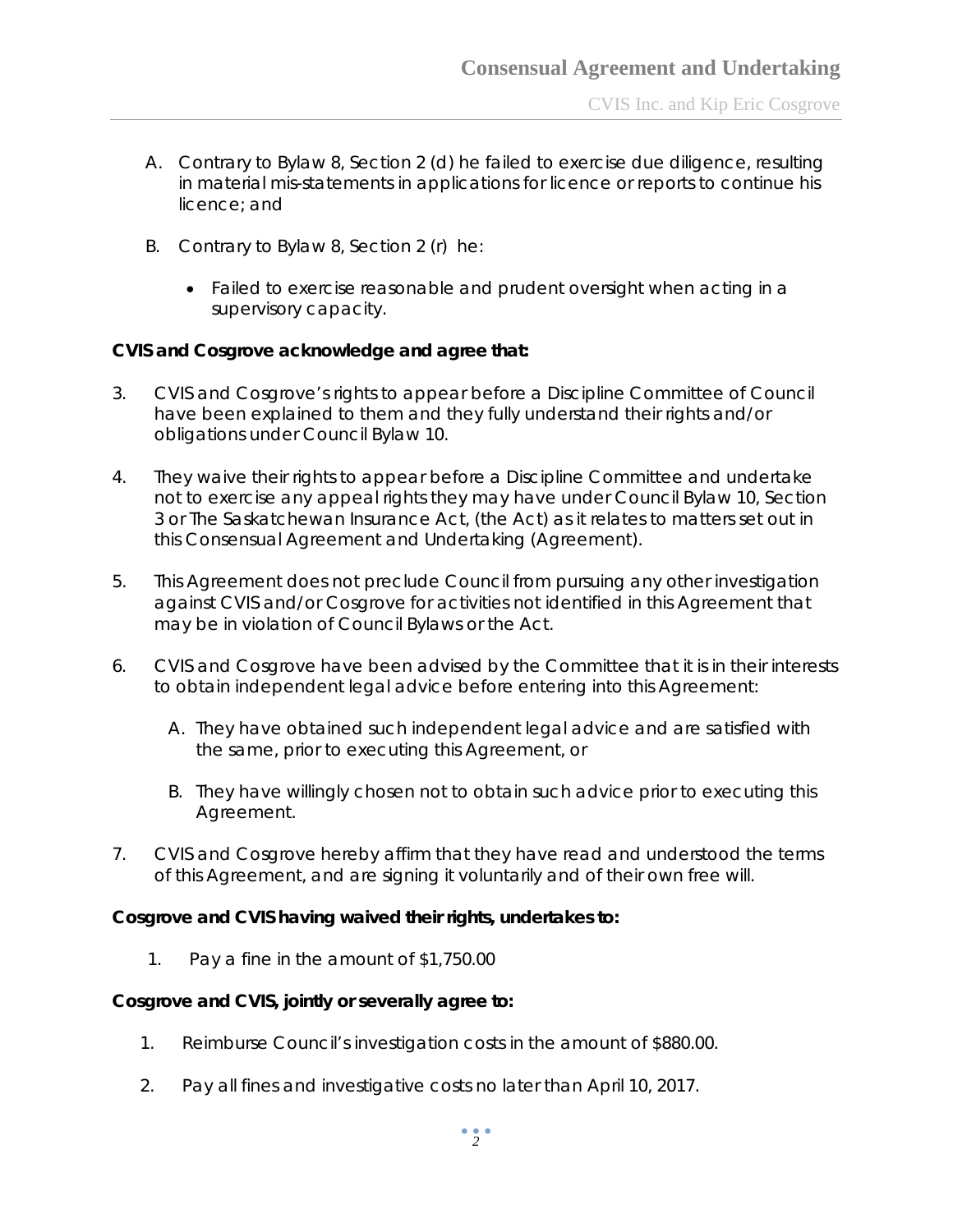A. Contrary to Bylaw 8, Section 2 (d) he failed to exercise due diligence, resulting in material mis-statements in applications for licence or reports to continue his licence; and

B. Contrary to Bylaw 8, Section 2 (r) he:

- Failed to exercise reasonable and prudent oversight when acting in a supervisory capacity.

**CVIS and Cosgrove acknowledge and agree that:**

3. CVIS and Cosgrove's rights to appear before a Discipline Committee of Council have been explained to them and they fully understand their rights and/or obligations under Council Bylaw 10.

4. They waive their rights to appear before a Discipline Committee and undertake not to exercise any appeal rights they may have under Council Bylaw 10, Section 3 or The Saskatchewan Insurance Act, (the Act) as it relates to matters set out in this Consensual Agreement and Undertaking (Agreement).

5. This Agreement does not preclude Council from pursuing any other investigation against CVIS and/or Cosgrove for activities not identified in this Agreement that may be in violation of Council Bylaws or the Act.

6. CVIS and Cosgrove have been advised by the Committee that it is in their interests to obtain independent legal advice before entering into this Agreement:

   A. They have obtained such independent legal advice and are satisfied with the same, prior to executing this Agreement, or

   B. They have willingly chosen not to obtain such advice prior to executing this Agreement.

7. CVIS and Cosgrove hereby affirm that they have read and understood the terms of this Agreement, and are signing it voluntarily and of their own free will.

**Cosgrove and CVIS having waived their rights, undertakes to:**

1. Pay a fine in the amount of $1,750.00

**Cosgrove and CVIS, jointly or severally agree to:**

1. Reimburse Council's investigation costs in the amount of $880.00.

2. Pay all fines and investigative costs no later than April 10, 2017.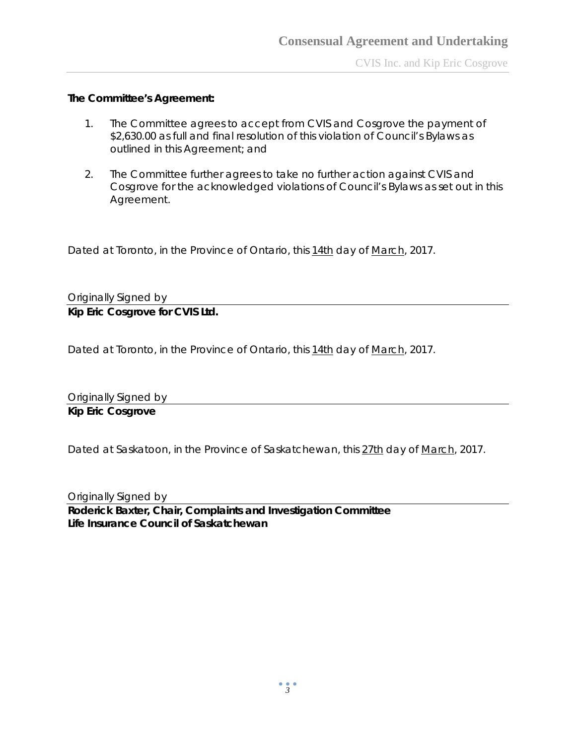**The Committee's Agreement:**

1. The Committee agrees to accept from CVIS and Cosgrove the payment of $2,630.00 as full and final resolution of this violation of Council's Bylaws as outlined in this Agreement; and

2. The Committee further agrees to take no further action against CVIS and Cosgrove for the acknowledged violations of Council's Bylaws as set out in this Agreement.

Dated at Toronto, in the Province of Ontario, this 14th day of March, 2017.

Originally Signed by

**Kip Eric Cosgrove for CVIS Ltd.**

Dated at Toronto, in the Province of Ontario, this 14th day of March, 2017.

Originally Signed by

**Kip Eric Cosgrove**

Dated at Saskatoon, in the Province of Saskatchewan, this 27th day of March, 2017.

Originally Signed by

**Roderick Baxter, Chair, Complaints and Investigation Committee**
**Life Insurance Council of Saskatchewan**